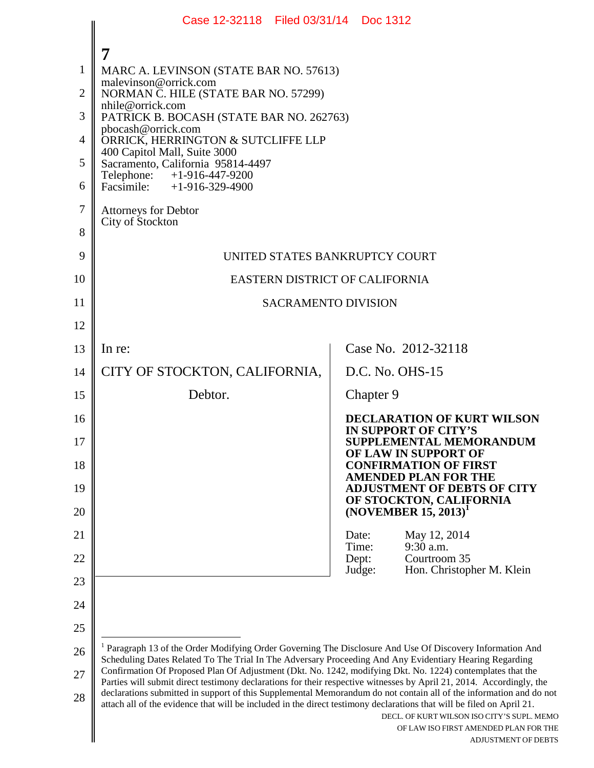MARC A. LEVINSON (STATE BAR NO. 57613)
malevinson@orrick.com
NORMAN C. HILE (STATE BAR NO. 57299)
nhile@orrick.com
PATRICK B. BOCASH (STATE BAR NO. 262763)
pbocash@orrick.com
ORRICK, HERRINGTON & SUTCLIFFE LLP
400 Capitol Mall, Suite 3000
Sacramento, California 95814-4497
Telephone: +1-916-447-9200
Facsimile: +1-916-329-4900

Attorneys for Debtor
City of Stockton

UNITED STATES BANKRUPTCY COURT

EASTERN DISTRICT OF CALIFORNIA

SACRAMENTO DIVISION

| | |
|---|---|
| In re:<br><br>CITY OF STOCKTON, CALIFORNIA,<br><br>Debtor. | Case No. 2012-32118<br><br>D.C. No. OHS-15<br><br>Chapter 9<br><br>**DECLARATION OF KURT WILSON IN SUPPORT OF CITY'S SUPPLEMENTAL MEMORANDUM OF LAW IN SUPPORT OF CONFIRMATION OF FIRST AMENDED PLAN FOR THE ADJUSTMENT OF DEBTS OF CITY OF STOCKTON, CALIFORNIA (NOVEMBER 15, 2013)**[1]<br><br>Date: May 12, 2014<br>Time: 9:30 a.m.<br>Dept: Courtroom 35<br>Judge: Hon. Christopher M. Klein |

[1] Paragraph 13 of the Order Modifying Order Governing The Disclosure And Use Of Discovery Information And Scheduling Dates Related To The Trial In The Adversary Proceeding And Any Evidentiary Hearing Regarding Confirmation Of Proposed Plan Of Adjustment (Dkt. No. 1242, modifying Dkt. No. 1224) contemplates that the Parties will submit direct testimony declarations for their respective witnesses by April 21, 2014. Accordingly, the declarations submitted in support of this Supplemental Memorandum do not contain all of the information and do not attach all of the evidence that will be included in the direct testimony declarations that will be filed on April 21.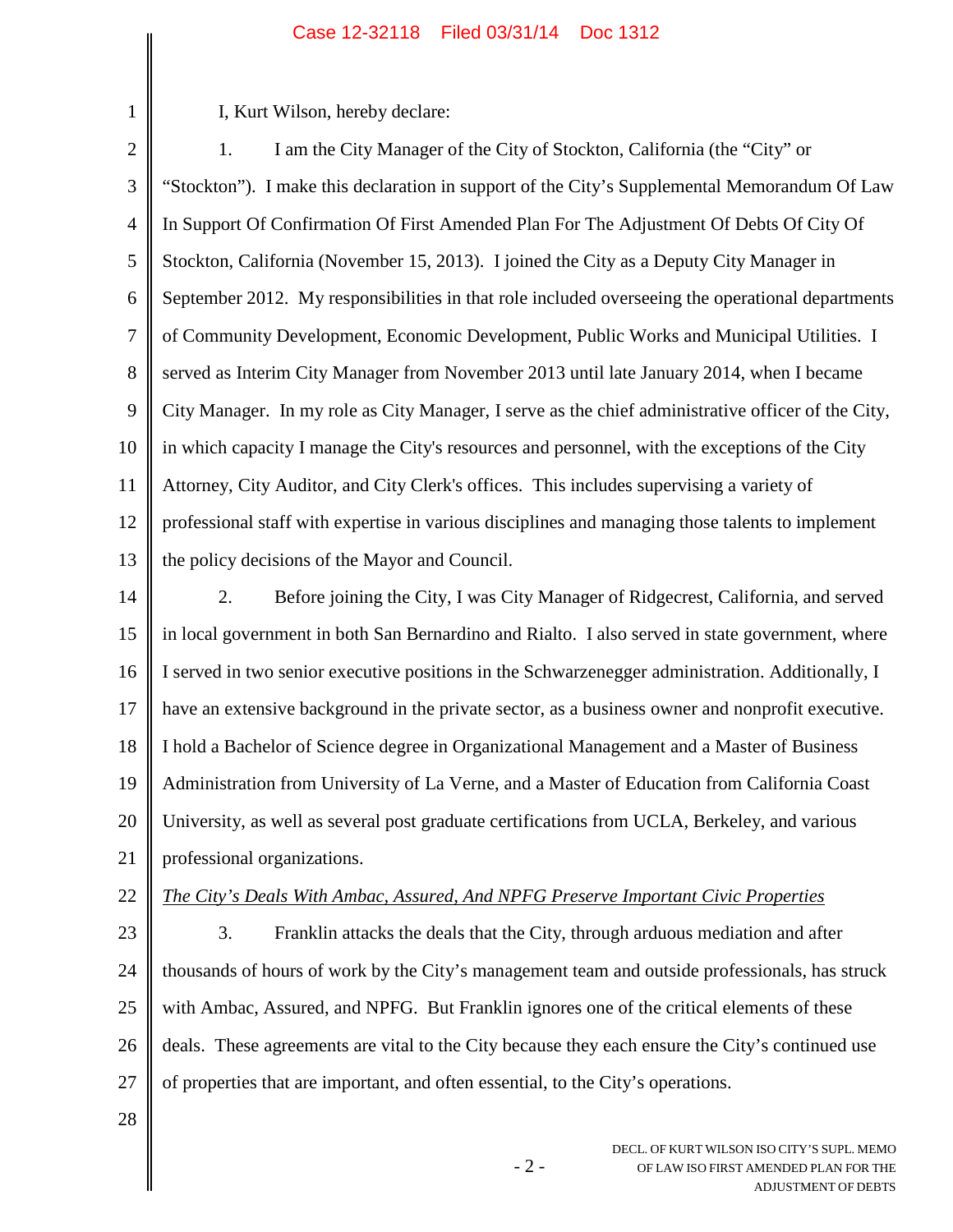I, Kurt Wilson, hereby declare:

1. I am the City Manager of the City of Stockton, California (the "City" or "Stockton"). I make this declaration in support of the City's Supplemental Memorandum Of Law In Support Of Confirmation Of First Amended Plan For The Adjustment Of Debts Of City Of Stockton, California (November 15, 2013). I joined the City as a Deputy City Manager in September 2012. My responsibilities in that role included overseeing the operational departments of Community Development, Economic Development, Public Works and Municipal Utilities. I served as Interim City Manager from November 2013 until late January 2014, when I became City Manager. In my role as City Manager, I serve as the chief administrative officer of the City, in which capacity I manage the City's resources and personnel, with the exceptions of the City Attorney, City Auditor, and City Clerk's offices. This includes supervising a variety of professional staff with expertise in various disciplines and managing those talents to implement the policy decisions of the Mayor and Council.

2. Before joining the City, I was City Manager of Ridgecrest, California, and served in local government in both San Bernardino and Rialto. I also served in state government, where I served in two senior executive positions in the Schwarzenegger administration. Additionally, I have an extensive background in the private sector, as a business owner and nonprofit executive. I hold a Bachelor of Science degree in Organizational Management and a Master of Business Administration from University of La Verne, and a Master of Education from California Coast University, as well as several post graduate certifications from UCLA, Berkeley, and various professional organizations.

*The City's Deals With Ambac, Assured, And NPFG Preserve Important Civic Properties*

3. Franklin attacks the deals that the City, through arduous mediation and after thousands of hours of work by the City's management team and outside professionals, has struck with Ambac, Assured, and NPFG. But Franklin ignores one of the critical elements of these deals. These agreements are vital to the City because they each ensure the City's continued use of properties that are important, and often essential, to the City's operations.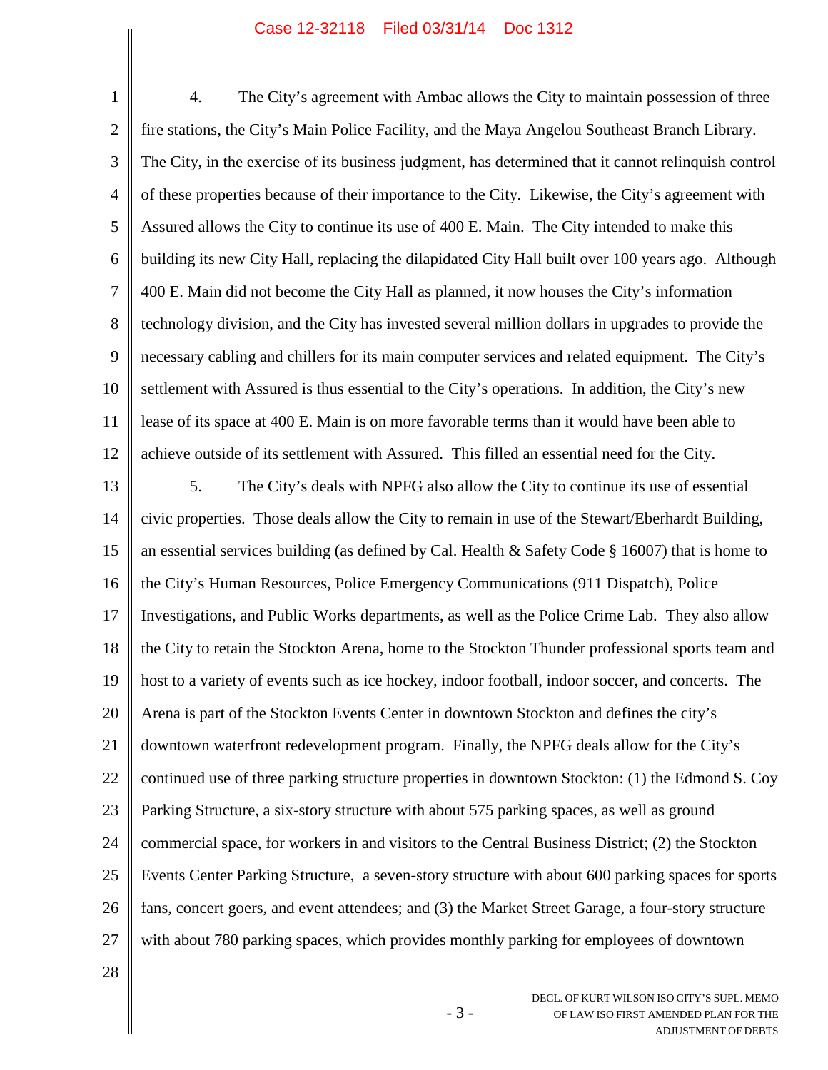4. The City's agreement with Ambac allows the City to maintain possession of three fire stations, the City's Main Police Facility, and the Maya Angelou Southeast Branch Library. The City, in the exercise of its business judgment, has determined that it cannot relinquish control of these properties because of their importance to the City. Likewise, the City's agreement with Assured allows the City to continue its use of 400 E. Main. The City intended to make this building its new City Hall, replacing the dilapidated City Hall built over 100 years ago. Although 400 E. Main did not become the City Hall as planned, it now houses the City's information technology division, and the City has invested several million dollars in upgrades to provide the necessary cabling and chillers for its main computer services and related equipment. The City's settlement with Assured is thus essential to the City's operations. In addition, the City's new lease of its space at 400 E. Main is on more favorable terms than it would have been able to achieve outside of its settlement with Assured. This filled an essential need for the City.

5. The City's deals with NPFG also allow the City to continue its use of essential civic properties. Those deals allow the City to remain in use of the Stewart/Eberhardt Building, an essential services building (as defined by Cal. Health & Safety Code § 16007) that is home to the City's Human Resources, Police Emergency Communications (911 Dispatch), Police Investigations, and Public Works departments, as well as the Police Crime Lab. They also allow the City to retain the Stockton Arena, home to the Stockton Thunder professional sports team and host to a variety of events such as ice hockey, indoor football, indoor soccer, and concerts. The Arena is part of the Stockton Events Center in downtown Stockton and defines the city's downtown waterfront redevelopment program. Finally, the NPFG deals allow for the City's continued use of three parking structure properties in downtown Stockton: (1) the Edmond S. Coy Parking Structure, a six-story structure with about 575 parking spaces, as well as ground commercial space, for workers in and visitors to the Central Business District; (2) the Stockton Events Center Parking Structure, a seven-story structure with about 600 parking spaces for sports fans, concert goers, and event attendees; and (3) the Market Street Garage, a four-story structure with about 780 parking spaces, which provides monthly parking for employees of downtown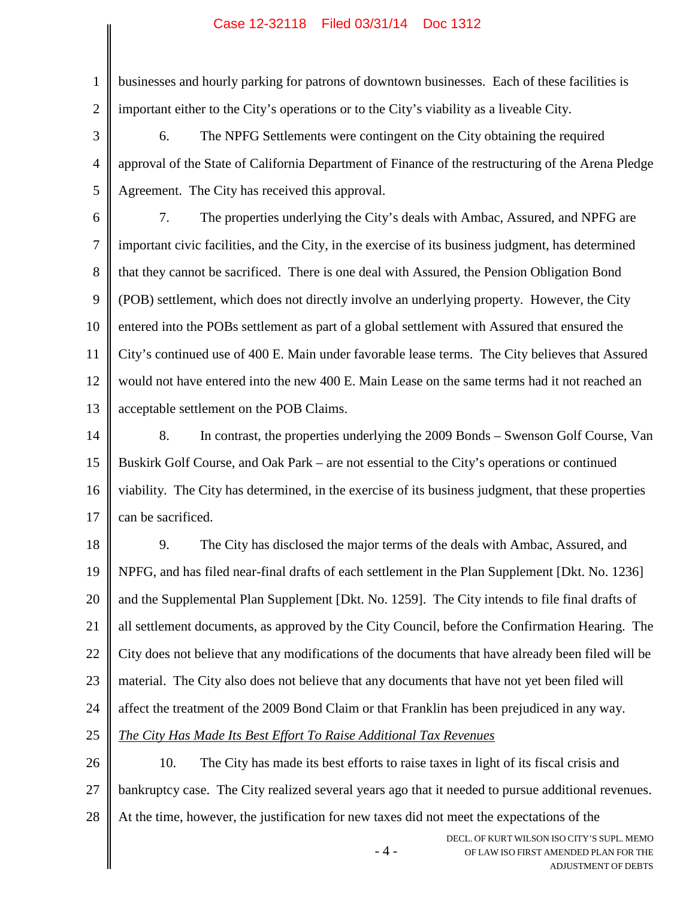businesses and hourly parking for patrons of downtown businesses. Each of these facilities is important either to the City's operations or to the City's viability as a liveable City.

6. The NPFG Settlements were contingent on the City obtaining the required approval of the State of California Department of Finance of the restructuring of the Arena Pledge Agreement. The City has received this approval.

7. The properties underlying the City's deals with Ambac, Assured, and NPFG are important civic facilities, and the City, in the exercise of its business judgment, has determined that they cannot be sacrificed. There is one deal with Assured, the Pension Obligation Bond (POB) settlement, which does not directly involve an underlying property. However, the City entered into the POBs settlement as part of a global settlement with Assured that ensured the City's continued use of 400 E. Main under favorable lease terms. The City believes that Assured would not have entered into the new 400 E. Main Lease on the same terms had it not reached an acceptable settlement on the POB Claims.

8. In contrast, the properties underlying the 2009 Bonds – Swenson Golf Course, Van Buskirk Golf Course, and Oak Park – are not essential to the City's operations or continued viability. The City has determined, in the exercise of its business judgment, that these properties can be sacrificed.

9. The City has disclosed the major terms of the deals with Ambac, Assured, and NPFG, and has filed near-final drafts of each settlement in the Plan Supplement [Dkt. No. 1236] and the Supplemental Plan Supplement [Dkt. No. 1259]. The City intends to file final drafts of all settlement documents, as approved by the City Council, before the Confirmation Hearing. The City does not believe that any modifications of the documents that have already been filed will be material. The City also does not believe that any documents that have not yet been filed will affect the treatment of the 2009 Bond Claim or that Franklin has been prejudiced in any way.

*The City Has Made Its Best Effort To Raise Additional Tax Revenues*

10. The City has made its best efforts to raise taxes in light of its fiscal crisis and bankruptcy case. The City realized several years ago that it needed to pursue additional revenues. At the time, however, the justification for new taxes did not meet the expectations of the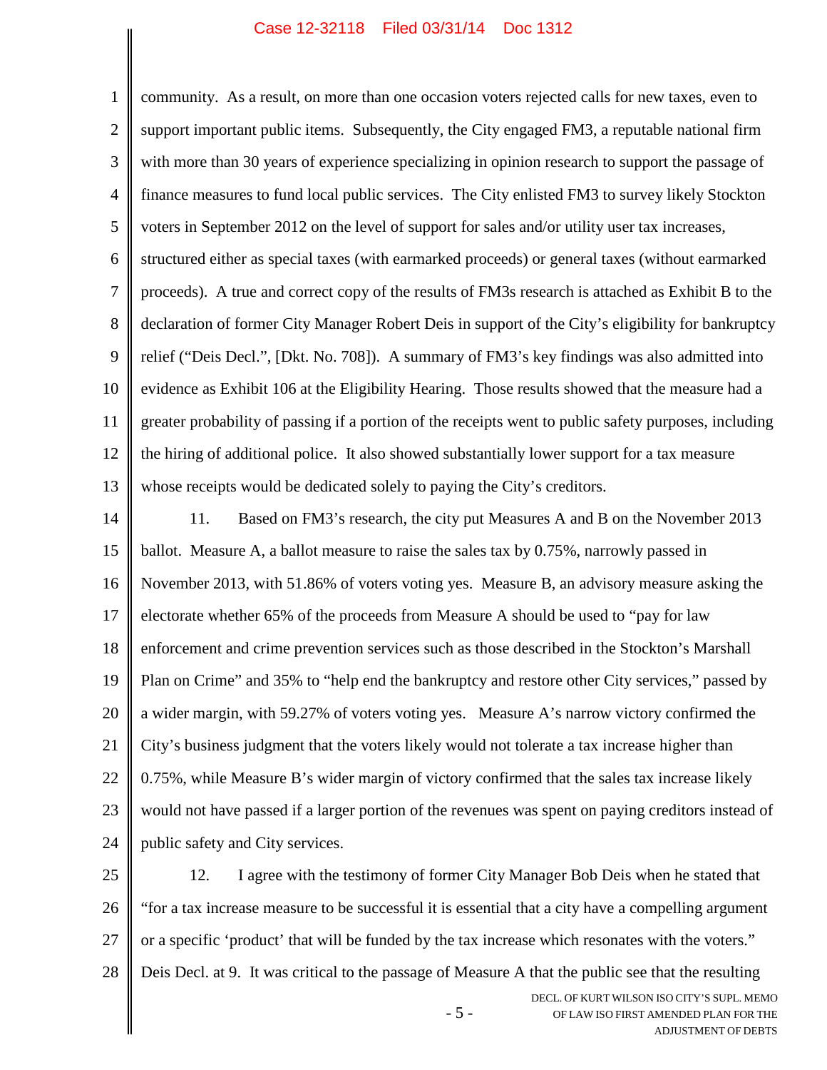community. As a result, on more than one occasion voters rejected calls for new taxes, even to support important public items. Subsequently, the City engaged FM3, a reputable national firm with more than 30 years of experience specializing in opinion research to support the passage of finance measures to fund local public services. The City enlisted FM3 to survey likely Stockton voters in September 2012 on the level of support for sales and/or utility user tax increases, structured either as special taxes (with earmarked proceeds) or general taxes (without earmarked proceeds). A true and correct copy of the results of FM3s research is attached as Exhibit B to the declaration of former City Manager Robert Deis in support of the City's eligibility for bankruptcy relief ("Deis Decl.", [Dkt. No. 708]). A summary of FM3's key findings was also admitted into evidence as Exhibit 106 at the Eligibility Hearing. Those results showed that the measure had a greater probability of passing if a portion of the receipts went to public safety purposes, including the hiring of additional police. It also showed substantially lower support for a tax measure whose receipts would be dedicated solely to paying the City's creditors.

11. Based on FM3's research, the city put Measures A and B on the November 2013 ballot. Measure A, a ballot measure to raise the sales tax by 0.75%, narrowly passed in November 2013, with 51.86% of voters voting yes. Measure B, an advisory measure asking the electorate whether 65% of the proceeds from Measure A should be used to "pay for law enforcement and crime prevention services such as those described in the Stockton's Marshall Plan on Crime" and 35% to "help end the bankruptcy and restore other City services," passed by a wider margin, with 59.27% of voters voting yes. Measure A's narrow victory confirmed the City's business judgment that the voters likely would not tolerate a tax increase higher than 0.75%, while Measure B's wider margin of victory confirmed that the sales tax increase likely would not have passed if a larger portion of the revenues was spent on paying creditors instead of public safety and City services.

12. I agree with the testimony of former City Manager Bob Deis when he stated that "for a tax increase measure to be successful it is essential that a city have a compelling argument or a specific 'product' that will be funded by the tax increase which resonates with the voters." Deis Decl. at 9. It was critical to the passage of Measure A that the public see that the resulting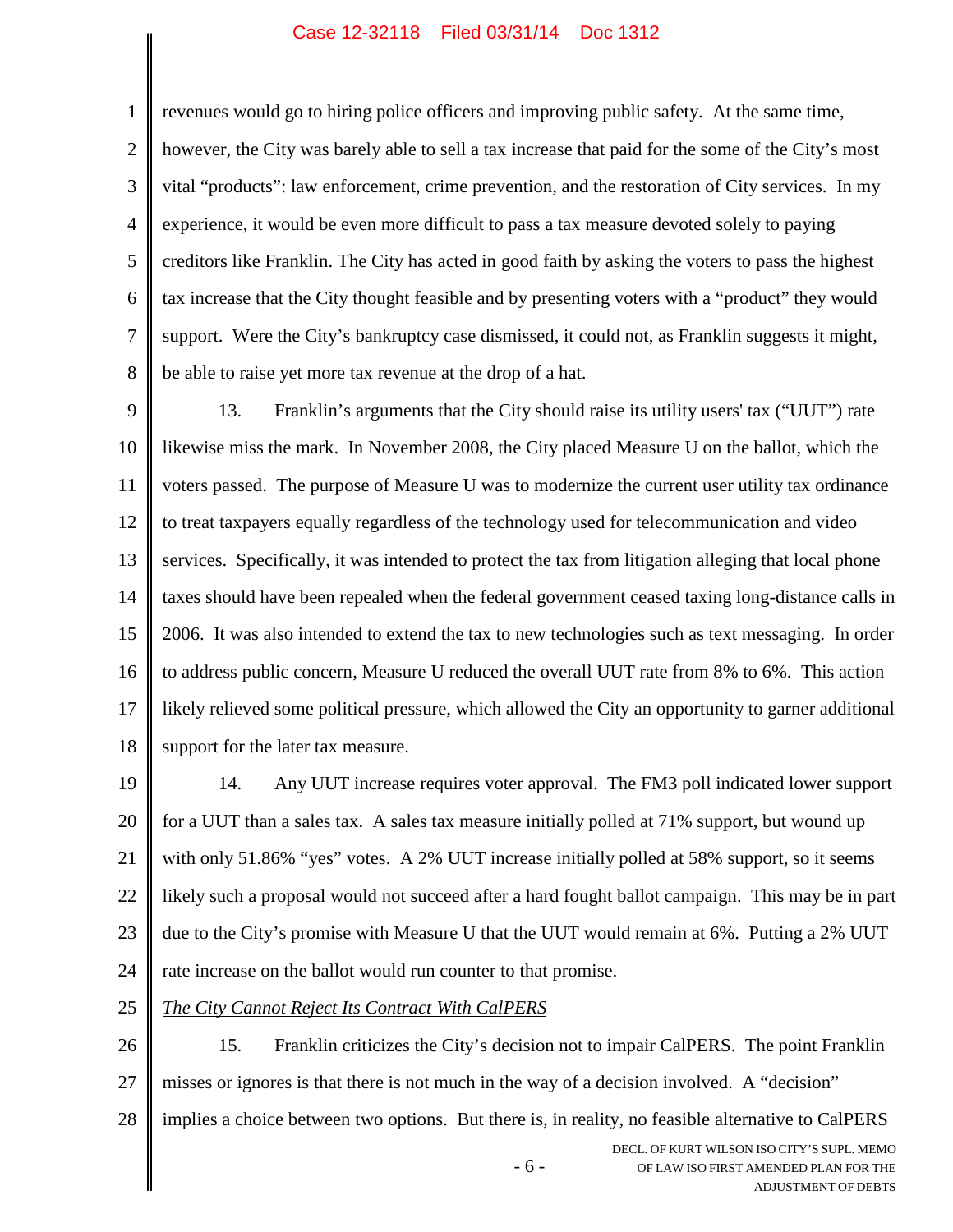revenues would go to hiring police officers and improving public safety. At the same time, however, the City was barely able to sell a tax increase that paid for the some of the City's most vital "products": law enforcement, crime prevention, and the restoration of City services. In my experience, it would be even more difficult to pass a tax measure devoted solely to paying creditors like Franklin. The City has acted in good faith by asking the voters to pass the highest tax increase that the City thought feasible and by presenting voters with a "product" they would support. Were the City's bankruptcy case dismissed, it could not, as Franklin suggests it might, be able to raise yet more tax revenue at the drop of a hat.

13. Franklin's arguments that the City should raise its utility users' tax ("UUT") rate likewise miss the mark. In November 2008, the City placed Measure U on the ballot, which the voters passed. The purpose of Measure U was to modernize the current user utility tax ordinance to treat taxpayers equally regardless of the technology used for telecommunication and video services. Specifically, it was intended to protect the tax from litigation alleging that local phone taxes should have been repealed when the federal government ceased taxing long-distance calls in 2006. It was also intended to extend the tax to new technologies such as text messaging. In order to address public concern, Measure U reduced the overall UUT rate from 8% to 6%. This action likely relieved some political pressure, which allowed the City an opportunity to garner additional support for the later tax measure.

14. Any UUT increase requires voter approval. The FM3 poll indicated lower support for a UUT than a sales tax. A sales tax measure initially polled at 71% support, but wound up with only 51.86% "yes" votes. A 2% UUT increase initially polled at 58% support, so it seems likely such a proposal would not succeed after a hard fought ballot campaign. This may be in part due to the City's promise with Measure U that the UUT would remain at 6%. Putting a 2% UUT rate increase on the ballot would run counter to that promise.

*The City Cannot Reject Its Contract With CalPERS*

15. Franklin criticizes the City's decision not to impair CalPERS. The point Franklin misses or ignores is that there is not much in the way of a decision involved. A "decision" implies a choice between two options. But there is, in reality, no feasible alternative to CalPERS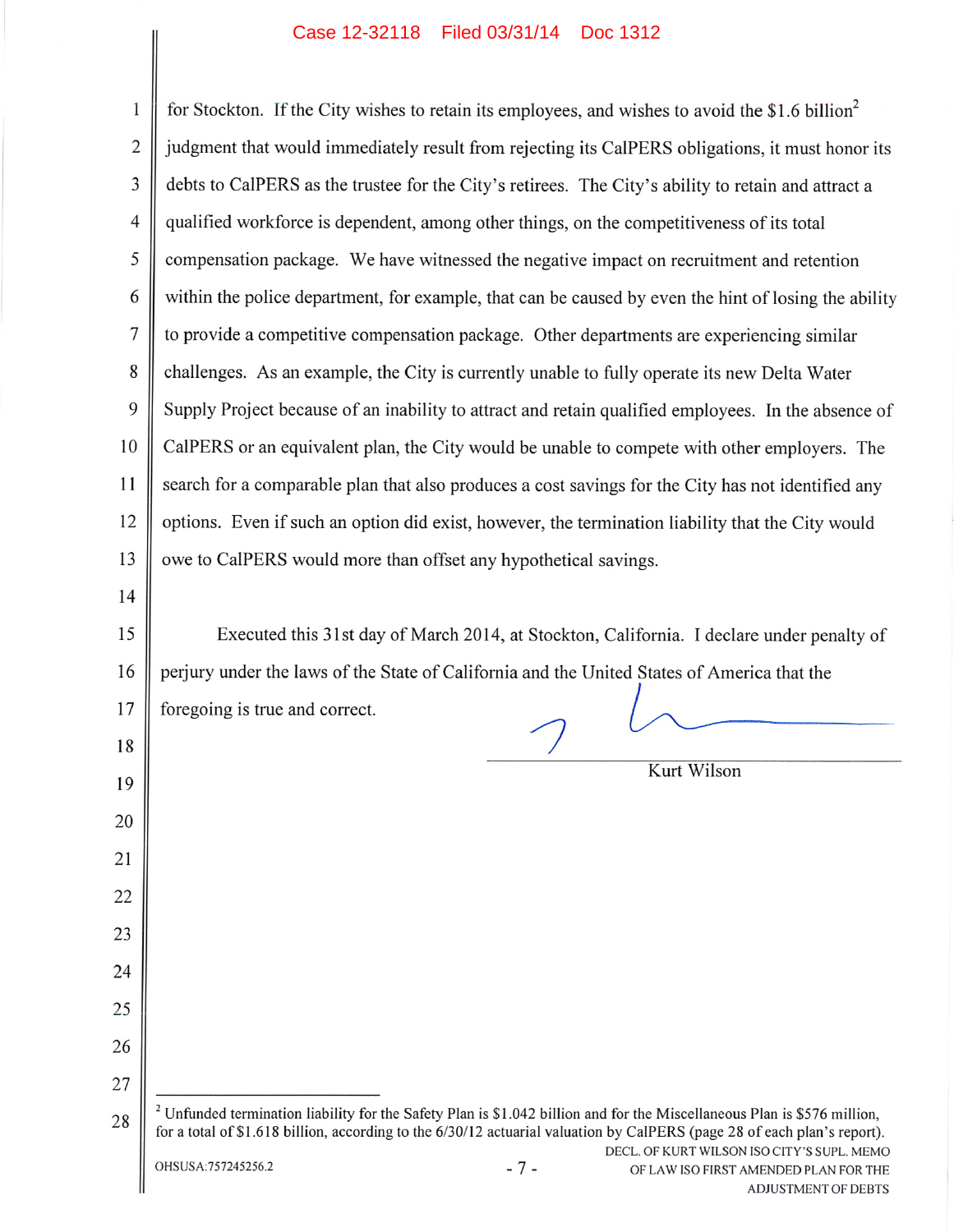for Stockton. If the City wishes to retain its employees, and wishes to avoid the $1.6 billion[2] judgment that would immediately result from rejecting its CalPERS obligations, it must honor its debts to CalPERS as the trustee for the City's retirees. The City's ability to retain and attract a qualified workforce is dependent, among other things, on the competitiveness of its total compensation package. We have witnessed the negative impact on recruitment and retention within the police department, for example, that can be caused by even the hint of losing the ability to provide a competitive compensation package. Other departments are experiencing similar challenges. As an example, the City is currently unable to fully operate its new Delta Water Supply Project because of an inability to attract and retain qualified employees. In the absence of CalPERS or an equivalent plan, the City would be unable to compete with other employers. The search for a comparable plan that also produces a cost savings for the City has not identified any options. Even if such an option did exist, however, the termination liability that the City would owe to CalPERS would more than offset any hypothetical savings.

Executed this 31st day of March 2014, at Stockton, California. I declare under penalty of perjury under the laws of the State of California and the United States of America that the foregoing is true and correct.

Kurt Wilson

---

[2] Unfunded termination liability for the Safety Plan is $1.042 billion and for the Miscellaneous Plan is $576 million, for a total of $1.618 billion, according to the 6/30/12 actuarial valuation by CalPERS (page 28 of each plan's report).

OHSUSA:757245256.2

DECL. OF KURT WILSON ISO CITY'S SUPL. MEMO OF LAW ISO FIRST AMENDED PLAN FOR THE ADJUSTMENT OF DEBTS